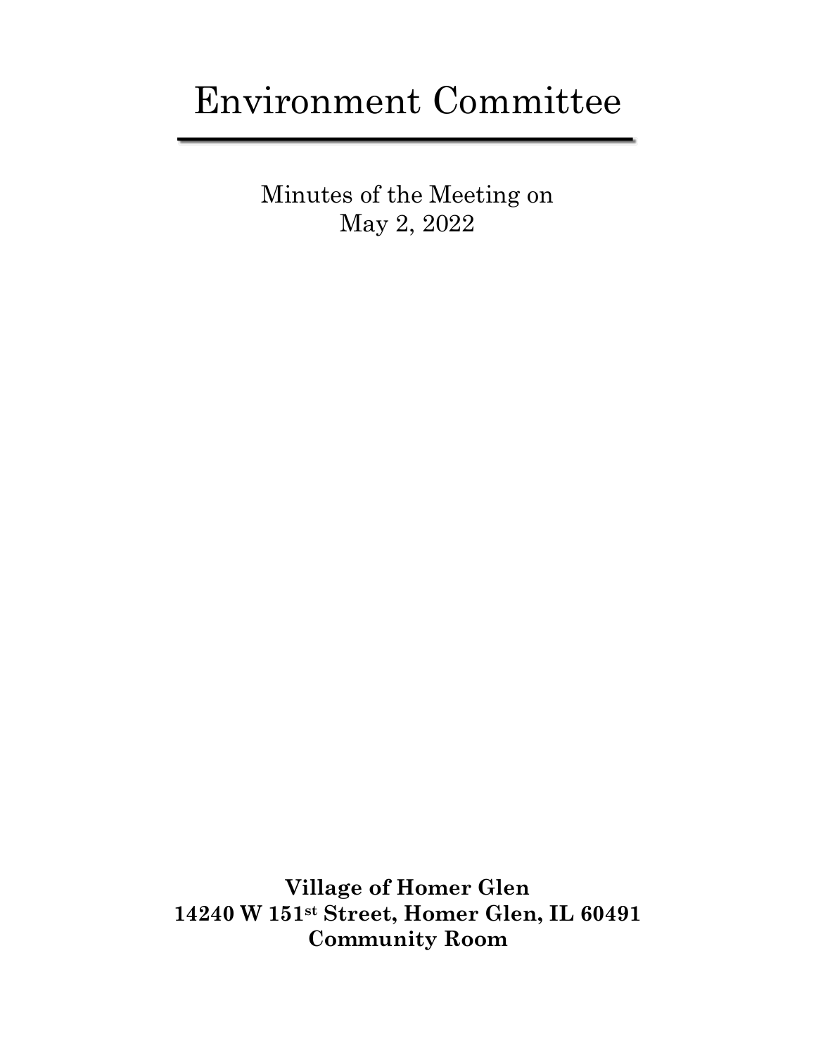# Environment Committee

Minutes of the Meeting on
May 2, 2022

**Village of Homer Glen**
**14240 W 151st Street, Homer Glen, IL 60491**
**Community Room**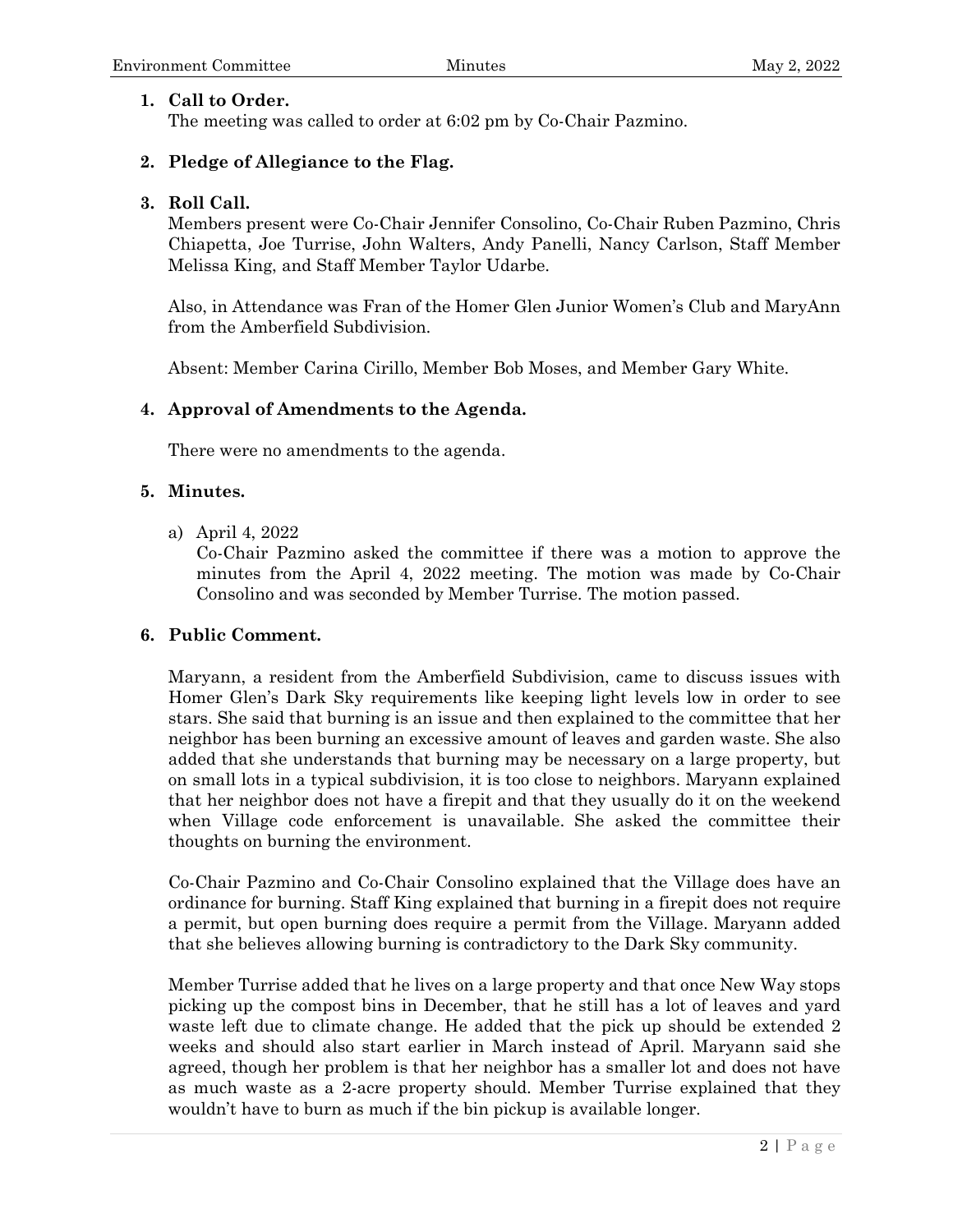**1. Call to Order.**

The meeting was called to order at 6:02 pm by Co-Chair Pazmino.

**2. Pledge of Allegiance to the Flag.**

**3. Roll Call.**

Members present were Co-Chair Jennifer Consolino, Co-Chair Ruben Pazmino, Chris Chiapetta, Joe Turrise, John Walters, Andy Panelli, Nancy Carlson, Staff Member Melissa King, and Staff Member Taylor Udarbe.

Also, in Attendance was Fran of the Homer Glen Junior Women's Club and MaryAnn from the Amberfield Subdivision.

Absent: Member Carina Cirillo, Member Bob Moses, and Member Gary White.

**4. Approval of Amendments to the Agenda.**

There were no amendments to the agenda.

**5. Minutes.**

a) April 4, 2022

Co-Chair Pazmino asked the committee if there was a motion to approve the minutes from the April 4, 2022 meeting. The motion was made by Co-Chair Consolino and was seconded by Member Turrise. The motion passed.

**6. Public Comment.**

Maryann, a resident from the Amberfield Subdivision, came to discuss issues with Homer Glen's Dark Sky requirements like keeping light levels low in order to see stars. She said that burning is an issue and then explained to the committee that her neighbor has been burning an excessive amount of leaves and garden waste. She also added that she understands that burning may be necessary on a large property, but on small lots in a typical subdivision, it is too close to neighbors. Maryann explained that her neighbor does not have a firepit and that they usually do it on the weekend when Village code enforcement is unavailable. She asked the committee their thoughts on burning the environment.

Co-Chair Pazmino and Co-Chair Consolino explained that the Village does have an ordinance for burning. Staff King explained that burning in a firepit does not require a permit, but open burning does require a permit from the Village. Maryann added that she believes allowing burning is contradictory to the Dark Sky community.

Member Turrise added that he lives on a large property and that once New Way stops picking up the compost bins in December, that he still has a lot of leaves and yard waste left due to climate change. He added that the pick up should be extended 2 weeks and should also start earlier in March instead of April. Maryann said she agreed, though her problem is that her neighbor has a smaller lot and does not have as much waste as a 2-acre property should. Member Turrise explained that they wouldn't have to burn as much if the bin pickup is available longer.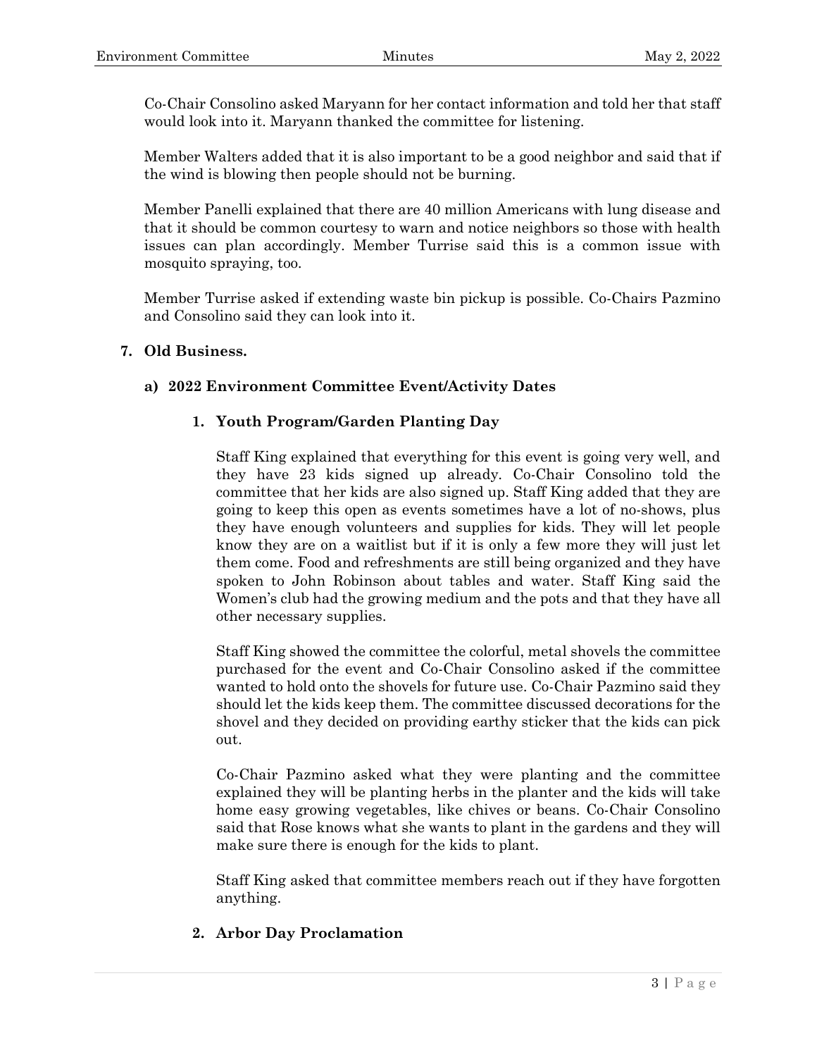Co-Chair Consolino asked Maryann for her contact information and told her that staff would look into it. Maryann thanked the committee for listening.

Member Walters added that it is also important to be a good neighbor and said that if the wind is blowing then people should not be burning.

Member Panelli explained that there are 40 million Americans with lung disease and that it should be common courtesy to warn and notice neighbors so those with health issues can plan accordingly. Member Turrise said this is a common issue with mosquito spraying, too.

Member Turrise asked if extending waste bin pickup is possible. Co-Chairs Pazmino and Consolino said they can look into it.

## 7. Old Business.

### a) 2022 Environment Committee Event/Activity Dates

#### 1. Youth Program/Garden Planting Day

Staff King explained that everything for this event is going very well, and they have 23 kids signed up already. Co-Chair Consolino told the committee that her kids are also signed up. Staff King added that they are going to keep this open as events sometimes have a lot of no-shows, plus they have enough volunteers and supplies for kids. They will let people know they are on a waitlist but if it is only a few more they will just let them come. Food and refreshments are still being organized and they have spoken to John Robinson about tables and water. Staff King said the Women's club had the growing medium and the pots and that they have all other necessary supplies.

Staff King showed the committee the colorful, metal shovels the committee purchased for the event and Co-Chair Consolino asked if the committee wanted to hold onto the shovels for future use. Co-Chair Pazmino said they should let the kids keep them. The committee discussed decorations for the shovel and they decided on providing earthy sticker that the kids can pick out.

Co-Chair Pazmino asked what they were planting and the committee explained they will be planting herbs in the planter and the kids will take home easy growing vegetables, like chives or beans. Co-Chair Consolino said that Rose knows what she wants to plant in the gardens and they will make sure there is enough for the kids to plant.

Staff King asked that committee members reach out if they have forgotten anything.

#### 2. Arbor Day Proclamation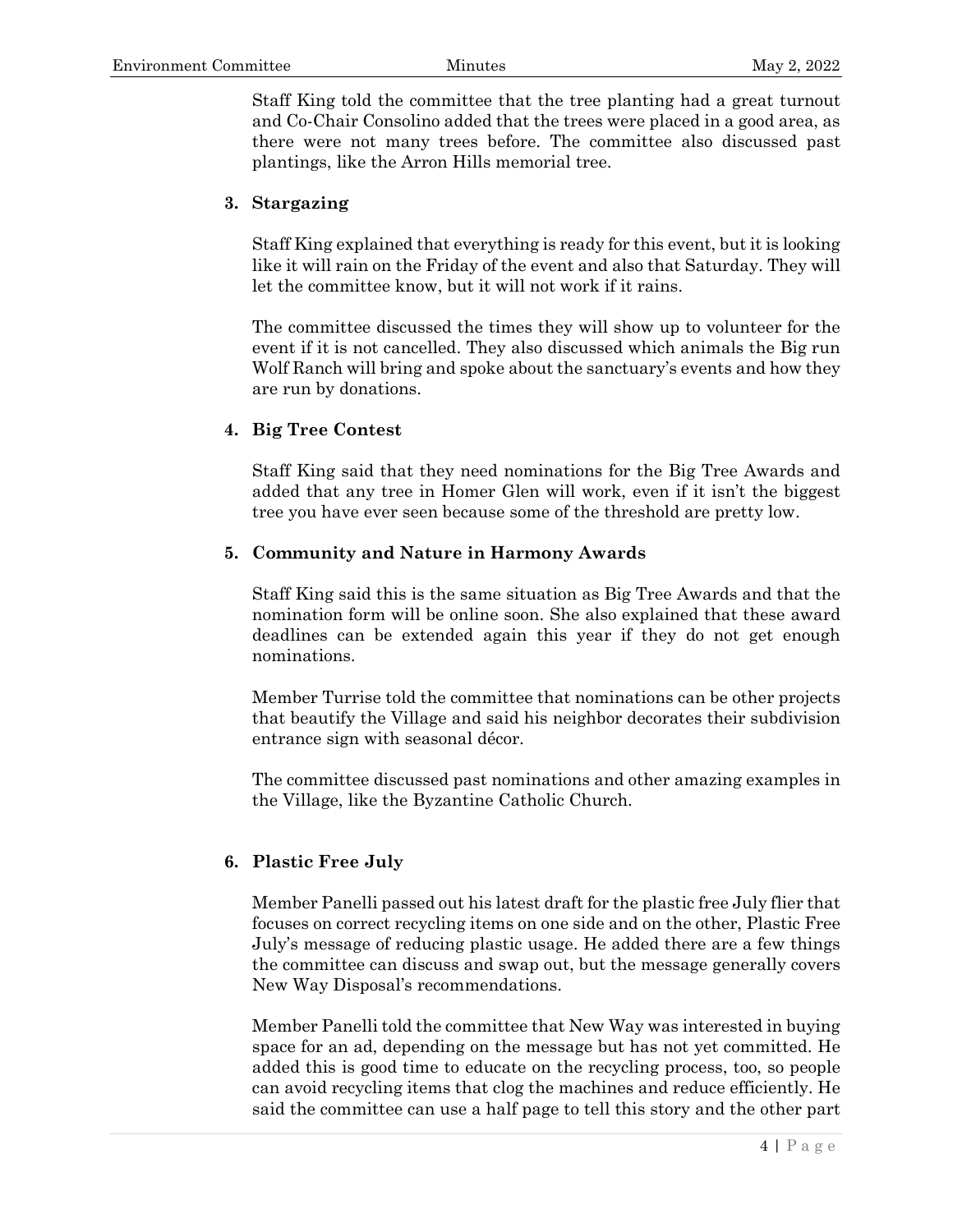Staff King told the committee that the tree planting had a great turnout and Co-Chair Consolino added that the trees were placed in a good area, as there were not many trees before. The committee also discussed past plantings, like the Arron Hills memorial tree.

**3. Stargazing**

Staff King explained that everything is ready for this event, but it is looking like it will rain on the Friday of the event and also that Saturday. They will let the committee know, but it will not work if it rains.

The committee discussed the times they will show up to volunteer for the event if it is not cancelled. They also discussed which animals the Big run Wolf Ranch will bring and spoke about the sanctuary's events and how they are run by donations.

**4. Big Tree Contest**

Staff King said that they need nominations for the Big Tree Awards and added that any tree in Homer Glen will work, even if it isn't the biggest tree you have ever seen because some of the threshold are pretty low.

**5. Community and Nature in Harmony Awards**

Staff King said this is the same situation as Big Tree Awards and that the nomination form will be online soon. She also explained that these award deadlines can be extended again this year if they do not get enough nominations.

Member Turrise told the committee that nominations can be other projects that beautify the Village and said his neighbor decorates their subdivision entrance sign with seasonal décor.

The committee discussed past nominations and other amazing examples in the Village, like the Byzantine Catholic Church.

**6. Plastic Free July**

Member Panelli passed out his latest draft for the plastic free July flier that focuses on correct recycling items on one side and on the other, Plastic Free July's message of reducing plastic usage. He added there are a few things the committee can discuss and swap out, but the message generally covers New Way Disposal's recommendations.

Member Panelli told the committee that New Way was interested in buying space for an ad, depending on the message but has not yet committed. He added this is good time to educate on the recycling process, too, so people can avoid recycling items that clog the machines and reduce efficiently. He said the committee can use a half page to tell this story and the other part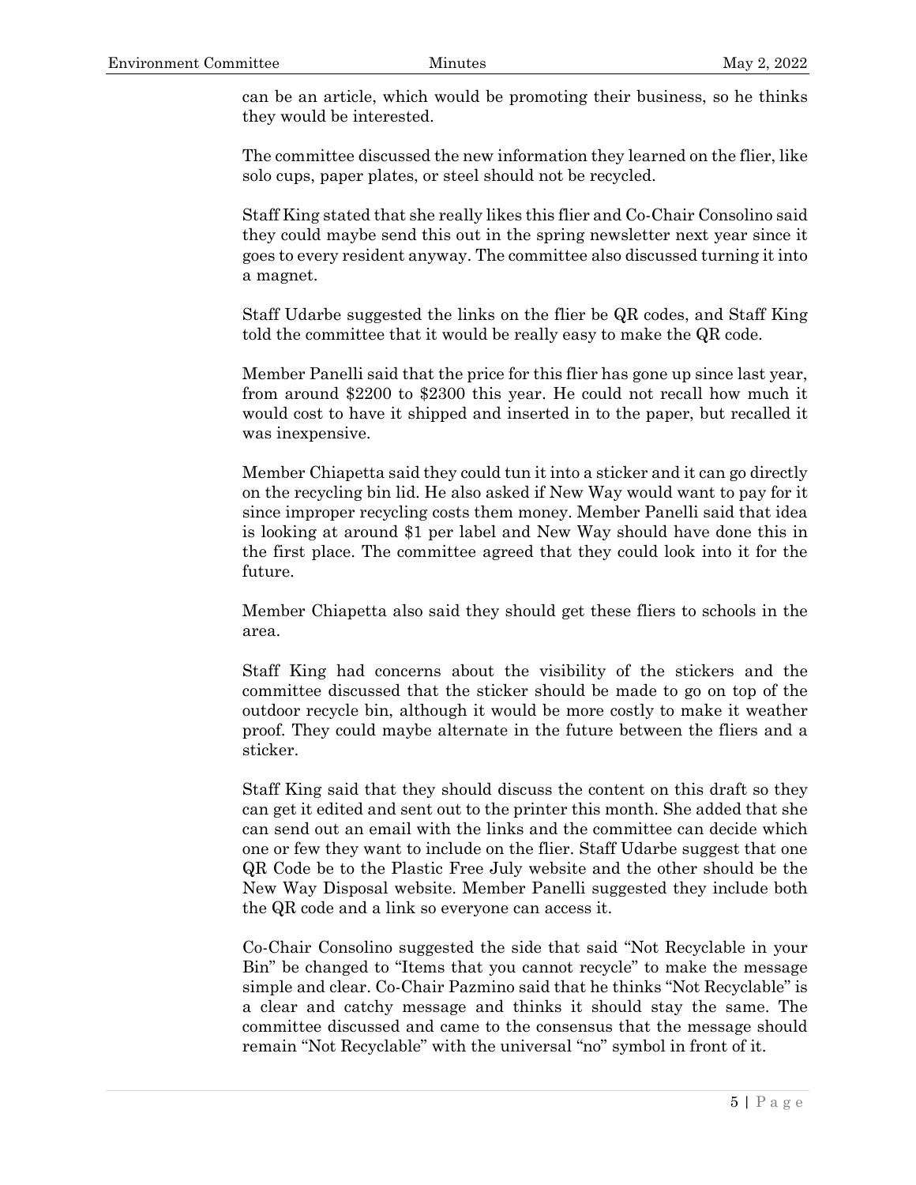can be an article, which would be promoting their business, so he thinks they would be interested.

The committee discussed the new information they learned on the flier, like solo cups, paper plates, or steel should not be recycled.

Staff King stated that she really likes this flier and Co-Chair Consolino said they could maybe send this out in the spring newsletter next year since it goes to every resident anyway. The committee also discussed turning it into a magnet.

Staff Udarbe suggested the links on the flier be QR codes, and Staff King told the committee that it would be really easy to make the QR code.

Member Panelli said that the price for this flier has gone up since last year, from around $2200 to $2300 this year. He could not recall how much it would cost to have it shipped and inserted in to the paper, but recalled it was inexpensive.

Member Chiapetta said they could tun it into a sticker and it can go directly on the recycling bin lid. He also asked if New Way would want to pay for it since improper recycling costs them money. Member Panelli said that idea is looking at around $1 per label and New Way should have done this in the first place. The committee agreed that they could look into it for the future.

Member Chiapetta also said they should get these fliers to schools in the area.

Staff King had concerns about the visibility of the stickers and the committee discussed that the sticker should be made to go on top of the outdoor recycle bin, although it would be more costly to make it weather proof. They could maybe alternate in the future between the fliers and a sticker.

Staff King said that they should discuss the content on this draft so they can get it edited and sent out to the printer this month. She added that she can send out an email with the links and the committee can decide which one or few they want to include on the flier. Staff Udarbe suggest that one QR Code be to the Plastic Free July website and the other should be the New Way Disposal website. Member Panelli suggested they include both the QR code and a link so everyone can access it.

Co-Chair Consolino suggested the side that said "Not Recyclable in your Bin" be changed to "Items that you cannot recycle" to make the message simple and clear. Co-Chair Pazmino said that he thinks "Not Recyclable" is a clear and catchy message and thinks it should stay the same. The committee discussed and came to the consensus that the message should remain "Not Recyclable" with the universal "no" symbol in front of it.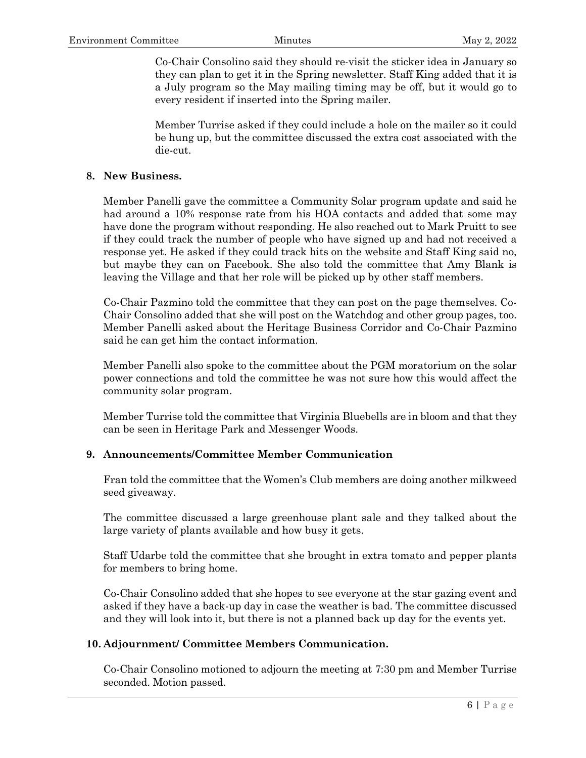Co-Chair Consolino said they should re-visit the sticker idea in January so they can plan to get it in the Spring newsletter. Staff King added that it is a July program so the May mailing timing may be off, but it would go to every resident if inserted into the Spring mailer.

Member Turrise asked if they could include a hole on the mailer so it could be hung up, but the committee discussed the extra cost associated with the die-cut.

**8. New Business.**

Member Panelli gave the committee a Community Solar program update and said he had around a 10% response rate from his HOA contacts and added that some may have done the program without responding. He also reached out to Mark Pruitt to see if they could track the number of people who have signed up and had not received a response yet. He asked if they could track hits on the website and Staff King said no, but maybe they can on Facebook. She also told the committee that Amy Blank is leaving the Village and that her role will be picked up by other staff members.

Co-Chair Pazmino told the committee that they can post on the page themselves. Co-Chair Consolino added that she will post on the Watchdog and other group pages, too. Member Panelli asked about the Heritage Business Corridor and Co-Chair Pazmino said he can get him the contact information.

Member Panelli also spoke to the committee about the PGM moratorium on the solar power connections and told the committee he was not sure how this would affect the community solar program.

Member Turrise told the committee that Virginia Bluebells are in bloom and that they can be seen in Heritage Park and Messenger Woods.

**9. Announcements/Committee Member Communication**

Fran told the committee that the Women's Club members are doing another milkweed seed giveaway.

The committee discussed a large greenhouse plant sale and they talked about the large variety of plants available and how busy it gets.

Staff Udarbe told the committee that she brought in extra tomato and pepper plants for members to bring home.

Co-Chair Consolino added that she hopes to see everyone at the star gazing event and asked if they have a back-up day in case the weather is bad. The committee discussed and they will look into it, but there is not a planned back up day for the events yet.

**10. Adjournment/ Committee Members Communication.**

Co-Chair Consolino motioned to adjourn the meeting at 7:30 pm and Member Turrise seconded. Motion passed.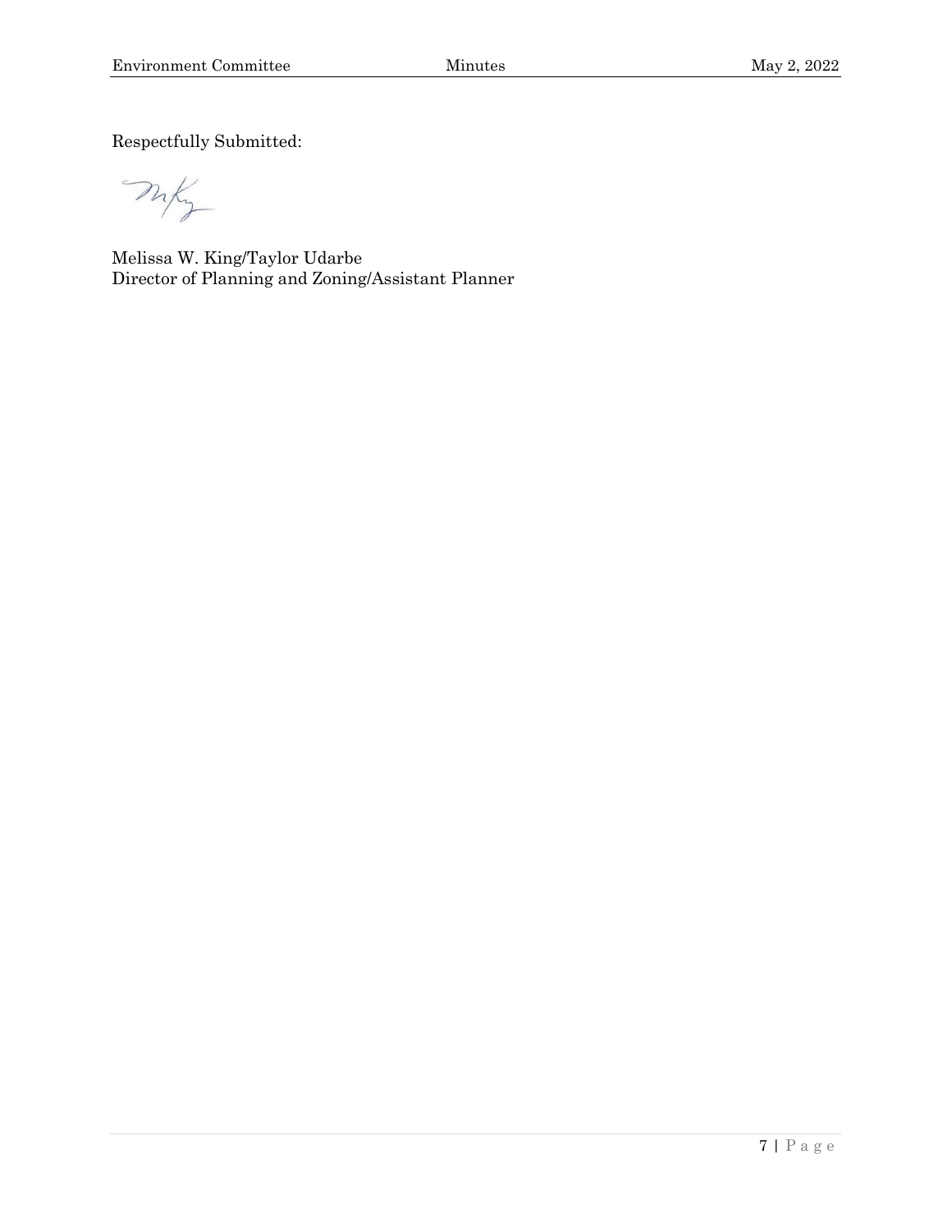Respectfully Submitted:

Melissa W. King/Taylor Udarbe
Director of Planning and Zoning/Assistant Planner